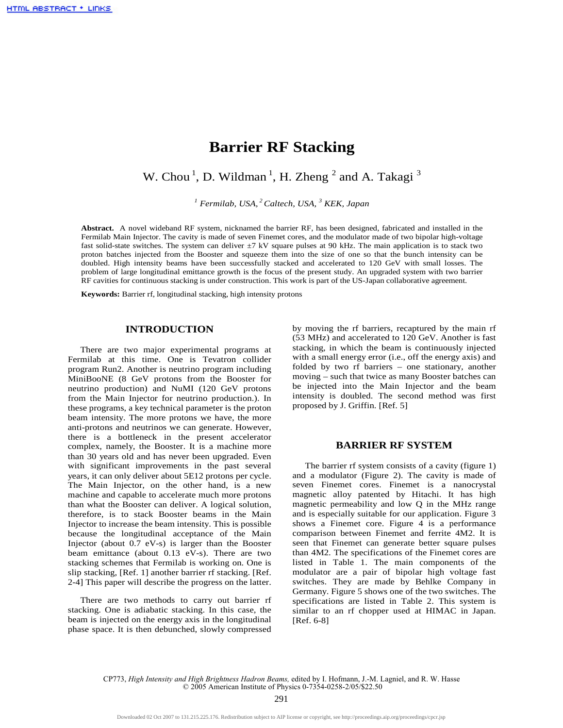# Barrier RF Stacking

W. Chou [1], D. Wildman [1], H. Zheng [2] and A. Takagi [3]

*[1] Fermilab, USA, [2] Caltech, USA, [3] KEK, Japan*

**Abstract.** A novel wideband RF system, nicknamed the barrier RF, has been designed, fabricated and installed in the Fermilab Main Injector. The cavity is made of seven Finemet cores, and the modulator made of two bipolar high-voltage fast solid-state switches. The system can deliver ±7 kV square pulses at 90 kHz. The main application is to stack two proton batches injected from the Booster and squeeze them into the size of one so that the bunch intensity can be doubled. High intensity beams have been successfully stacked and accelerated to 120 GeV with small losses. The problem of large longitudinal emittance growth is the focus of the present study. An upgraded system with two barrier RF cavities for continuous stacking is under construction. This work is part of the US-Japan collaborative agreement.

**Keywords:** Barrier rf, longitudinal stacking, high intensity protons

## INTRODUCTION

There are two major experimental programs at Fermilab at this time. One is Tevatron collider program Run2. Another is neutrino program including MiniBooNE (8 GeV protons from the Booster for neutrino production) and NuMI (120 GeV protons from the Main Injector for neutrino production.). In these programs, a key technical parameter is the proton beam intensity. The more protons we have, the more anti-protons and neutrinos we can generate. However, there is a bottleneck in the present accelerator complex, namely, the Booster. It is a machine more than 30 years old and has never been upgraded. Even with significant improvements in the past several years, it can only deliver about 5E12 protons per cycle. The Main Injector, on the other hand, is a new machine and capable to accelerate much more protons than what the Booster can deliver. A logical solution, therefore, is to stack Booster beams in the Main Injector to increase the beam intensity. This is possible because the longitudinal acceptance of the Main Injector (about 0.7 eV-s) is larger than the Booster beam emittance (about 0.13 eV-s). There are two stacking schemes that Fermilab is working on. One is slip stacking, [Ref. 1] another barrier rf stacking. [Ref. 2-4] This paper will describe the progress on the latter.

There are two methods to carry out barrier rf stacking. One is adiabatic stacking. In this case, the beam is injected on the energy axis in the longitudinal phase space. It is then debunched, slowly compressed by moving the rf barriers, recaptured by the main rf (53 MHz) and accelerated to 120 GeV. Another is fast stacking, in which the beam is continuously injected with a small energy error (i.e., off the energy axis) and folded by two rf barriers – one stationary, another moving – such that twice as many Booster batches can be injected into the Main Injector and the beam intensity is doubled. The second method was first proposed by J. Griffin. [Ref. 5]

## BARRIER RF SYSTEM

The barrier rf system consists of a cavity (figure 1) and a modulator (Figure 2). The cavity is made of seven Finemet cores. Finemet is a nanocrystal magnetic alloy patented by Hitachi. It has high magnetic permeability and low Q in the MHz range and is especially suitable for our application. Figure 3 shows a Finemet core. Figure 4 is a performance comparison between Finemet and ferrite 4M2. It is seen that Finemet can generate better square pulses than 4M2. The specifications of the Finemet cores are listed in Table 1. The main components of the modulator are a pair of bipolar high voltage fast switches. They are made by Behlke Company in Germany. Figure 5 shows one of the two switches. The specifications are listed in Table 2. This system is similar to an rf chopper used at HIMAC in Japan. [Ref. 6-8]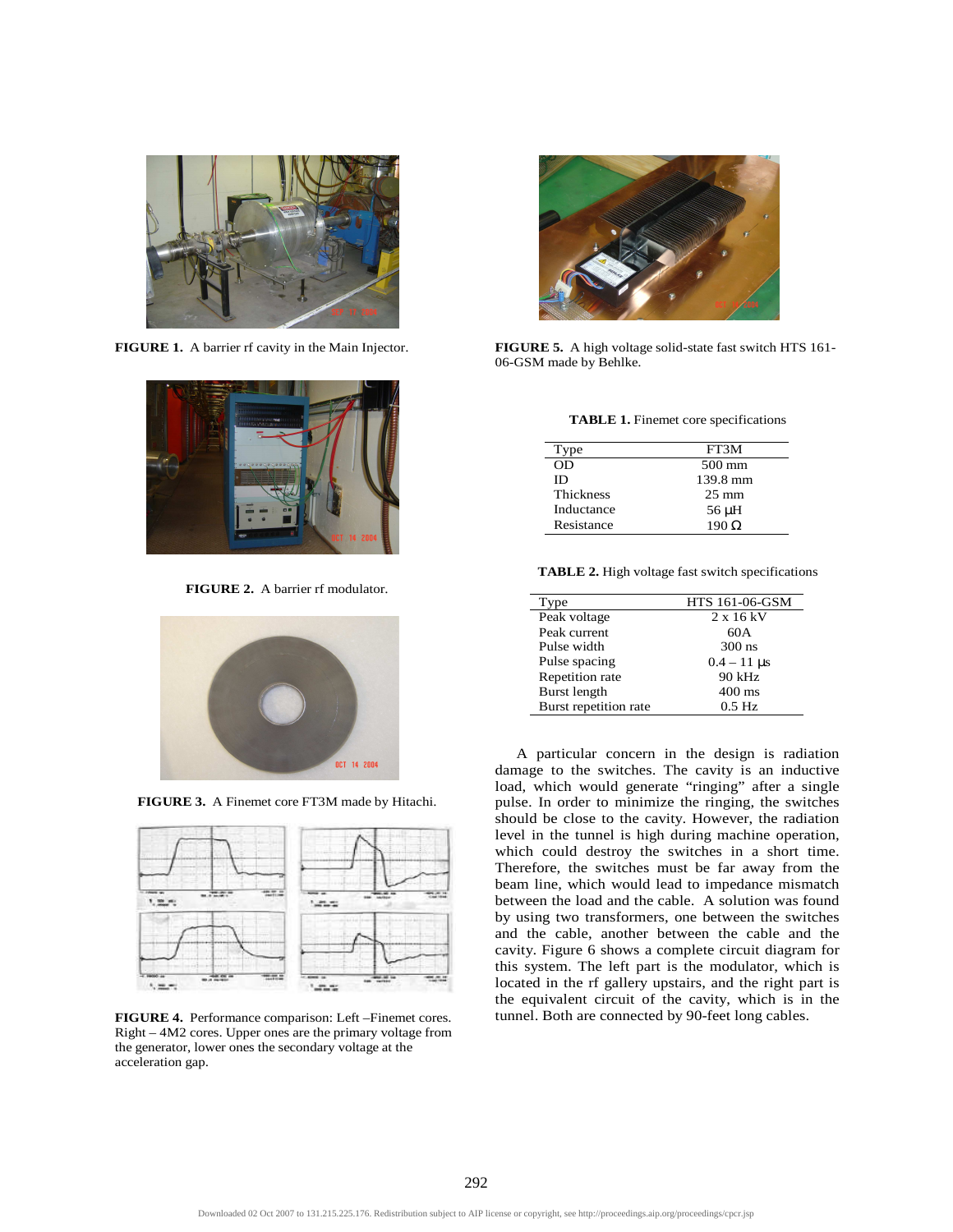**FIGURE 1.** A barrier rf cavity in the Main Injector.

**FIGURE 2.** A barrier rf modulator.

**FIGURE 3.** A Finemet core FT3M made by Hitachi.

**FIGURE 4.** Performance comparison: Left –Finemet cores. Right – 4M2 cores. Upper ones are the primary voltage from the generator, lower ones the secondary voltage at the acceleration gap.

**FIGURE 5.** A high voltage solid-state fast switch HTS 161-06-GSM made by Behlke.

**TABLE 1.** Finemet core specifications

| Type | FT3M |
|---|---|
| OD | 500 mm |
| ID | 139.8 mm |
| Thickness | 25 mm |
| Inductance | 56 μH |
| Resistance | 190 Ω |

**TABLE 2.** High voltage fast switch specifications

| Type | HTS 161-06-GSM |
|---|---|
| Peak voltage | 2 x 16 kV |
| Peak current | 60A |
| Pulse width | 300 ns |
| Pulse spacing | 0.4 – 11 μs |
| Repetition rate | 90 kHz |
| Burst length | 400 ms |
| Burst repetition rate | 0.5 Hz |

A particular concern in the design is radiation damage to the switches. The cavity is an inductive load, which would generate "ringing" after a single pulse. In order to minimize the ringing, the switches should be close to the cavity. However, the radiation level in the tunnel is high during machine operation, which could destroy the switches in a short time. Therefore, the switches must be far away from the beam line, which would lead to impedance mismatch between the load and the cable. A solution was found by using two transformers, one between the switches and the cable, another between the cable and the cavity. Figure 6 shows a complete circuit diagram for this system. The left part is the modulator, which is located in the rf gallery upstairs, and the right part is the equivalent circuit of the cavity, which is in the tunnel. Both are connected by 90-feet long cables.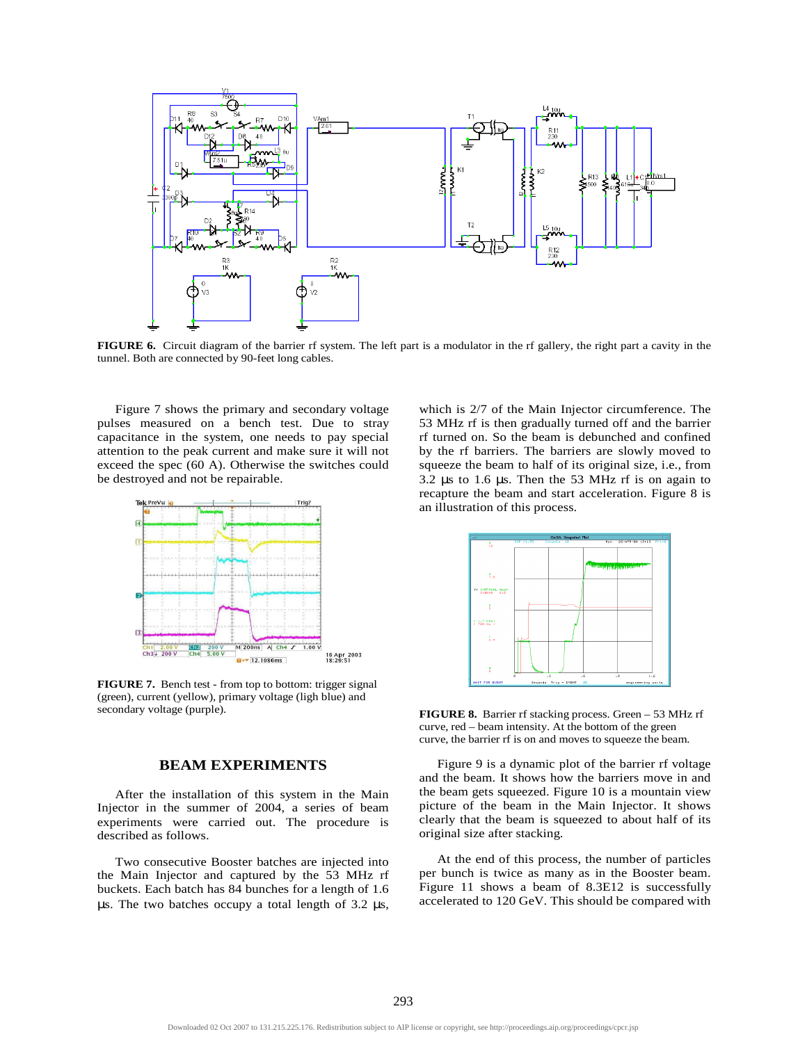**FIGURE 6.** Circuit diagram of the barrier rf system. The left part is a modulator in the rf gallery, the right part a cavity in the tunnel. Both are connected by 90-feet long cables.

Figure 7 shows the primary and secondary voltage pulses measured on a bench test. Due to stray capacitance in the system, one needs to pay special attention to the peak current and make sure it will not exceed the spec (60 A). Otherwise the switches could be destroyed and not be repairable.

**FIGURE 7.** Bench test - from top to bottom: trigger signal (green), current (yellow), primary voltage (ligh blue) and secondary voltage (purple).

## BEAM EXPERIMENTS

After the installation of this system in the Main Injector in the summer of 2004, a series of beam experiments were carried out. The procedure is described as follows.

Two consecutive Booster batches are injected into the Main Injector and captured by the 53 MHz rf buckets. Each batch has 84 bunches for a length of 1.6 μs. The two batches occupy a total length of 3.2 μs, which is 2/7 of the Main Injector circumference. The 53 MHz rf is then gradually turned off and the barrier rf turned on. So the beam is debunched and confined by the rf barriers. The barriers are slowly moved to squeeze the beam to half of its original size, i.e., from 3.2 μs to 1.6 μs. Then the 53 MHz rf is on again to recapture the beam and start acceleration. Figure 8 is an illustration of this process.

**FIGURE 8.** Barrier rf stacking process. Green – 53 MHz rf curve, red – beam intensity. At the bottom of the green curve, the barrier rf is on and moves to squeeze the beam.

Figure 9 is a dynamic plot of the barrier rf voltage and the beam. It shows how the barriers move in and the beam gets squeezed. Figure 10 is a mountain view picture of the beam in the Main Injector. It shows clearly that the beam is squeezed to about half of its original size after stacking.

At the end of this process, the number of particles per bunch is twice as many as in the Booster beam. Figure 11 shows a beam of 8.3E12 is successfully accelerated to 120 GeV. This should be compared with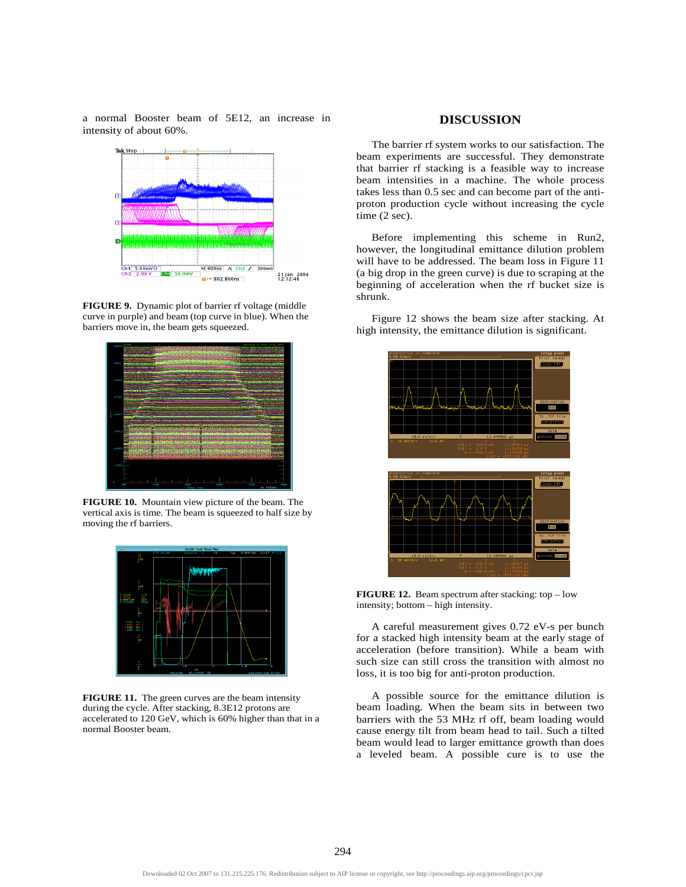a normal Booster beam of 5E12, an increase in intensity of about 60%.

**FIGURE 9.** Dynamic plot of barrier rf voltage (middle curve in purple) and beam (top curve in blue). When the barriers move in, the beam gets squeezed.

**FIGURE 10.** Mountain view picture of the beam. The vertical axis is time. The beam is squeezed to half size by moving the rf barriers.

**FIGURE 11.** The green curves are the beam intensity during the cycle. After stacking, 8.3E12 protons are accelerated to 120 GeV, which is 60% higher than that in a normal Booster beam.

## DISCUSSION

The barrier rf system works to our satisfaction. The beam experiments are successful. They demonstrate that barrier rf stacking is a feasible way to increase beam intensities in a machine. The whole process takes less than 0.5 sec and can become part of the anti-proton production cycle without increasing the cycle time (2 sec).

Before implementing this scheme in Run2, however, the longitudinal emittance dilution problem will have to be addressed. The beam loss in Figure 11 (a big drop in the green curve) is due to scraping at the beginning of acceleration when the rf bucket size is shrunk.

Figure 12 shows the beam size after stacking. At high intensity, the emittance dilution is significant.

**FIGURE 12.** Beam spectrum after stacking: top – low intensity; bottom – high intensity.

A careful measurement gives 0.72 eV-s per bunch for a stacked high intensity beam at the early stage of acceleration (before transition). While a beam with such size can still cross the transition with almost no loss, it is too big for anti-proton production.

A possible source for the emittance dilution is beam loading. When the beam sits in between two barriers with the 53 MHz rf off, beam loading would cause energy tilt from beam head to tail. Such a tilted beam would lead to larger emittance growth than does a leveled beam. A possible cure is to use the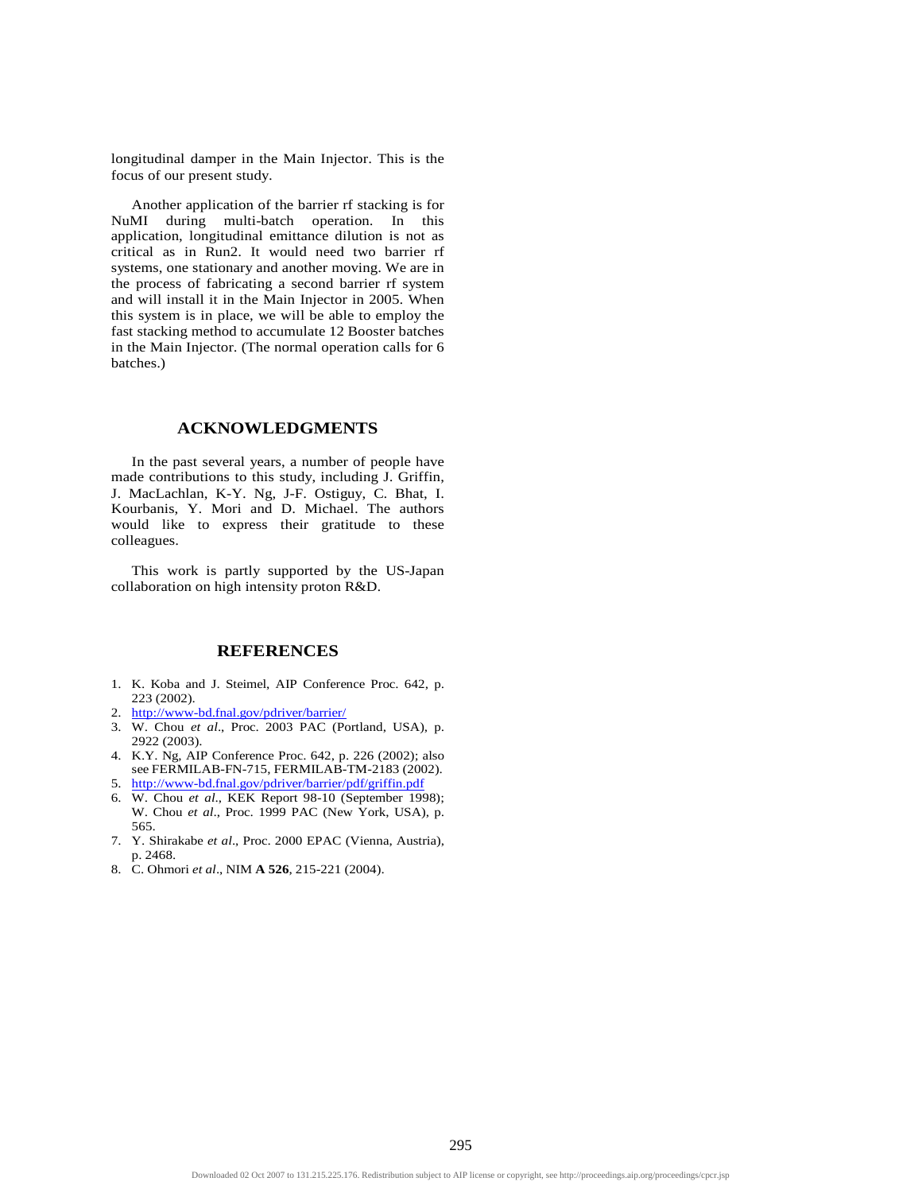longitudinal damper in the Main Injector. This is the focus of our present study.

Another application of the barrier rf stacking is for NuMI during multi-batch operation. In this application, longitudinal emittance dilution is not as critical as in Run2. It would need two barrier rf systems, one stationary and another moving. We are in the process of fabricating a second barrier rf system and will install it in the Main Injector in 2005. When this system is in place, we will be able to employ the fast stacking method to accumulate 12 Booster batches in the Main Injector. (The normal operation calls for 6 batches.)

## ACKNOWLEDGMENTS

In the past several years, a number of people have made contributions to this study, including J. Griffin, J. MacLachlan, K-Y. Ng, J-F. Ostiguy, C. Bhat, I. Kourbanis, Y. Mori and D. Michael. The authors would like to express their gratitude to these colleagues.

This work is partly supported by the US-Japan collaboration on high intensity proton R&D.

## REFERENCES

1. K. Koba and J. Steimel, AIP Conference Proc. 642, p. 223 (2002).
2. http://www-bd.fnal.gov/pdriver/barrier/
3. W. Chou *et al*., Proc. 2003 PAC (Portland, USA), p. 2922 (2003).
4. K.Y. Ng, AIP Conference Proc. 642, p. 226 (2002); also see FERMILAB-FN-715, FERMILAB-TM-2183 (2002).
5. http://www-bd.fnal.gov/pdriver/barrier/pdf/griffin.pdf
6. W. Chou *et al*., KEK Report 98-10 (September 1998); W. Chou *et al*., Proc. 1999 PAC (New York, USA), p. 565.
7. Y. Shirakabe *et al*., Proc. 2000 EPAC (Vienna, Austria), p. 2468.
8. C. Ohmori *et al*., NIM **A 526**, 215-221 (2004).